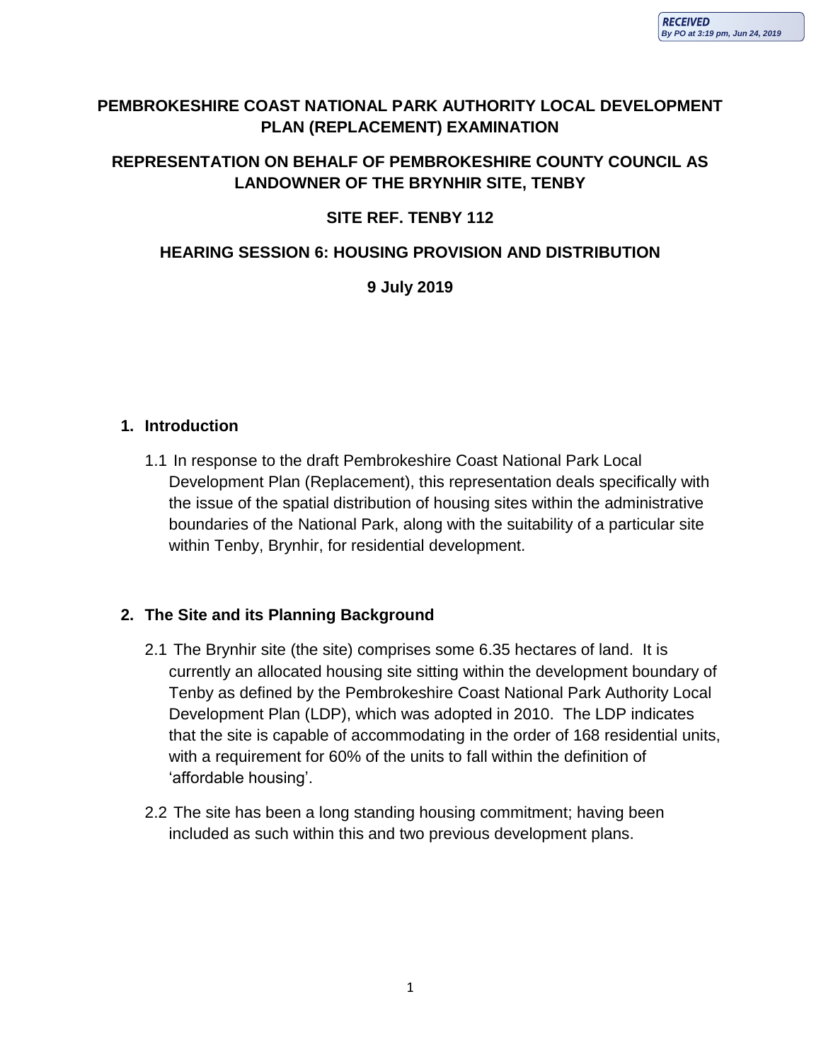**RECEIVED**
*By PO at 3:19 pm, Jun 24, 2019*

# PEMBROKESHIRE COAST NATIONAL PARK AUTHORITY LOCAL DEVELOPMENT PLAN (REPLACEMENT) EXAMINATION

## REPRESENTATION ON BEHALF OF PEMBROKESHIRE COUNTY COUNCIL AS LANDOWNER OF THE BRYNHIR SITE, TENBY

## SITE REF. TENBY 112

## HEARING SESSION 6: HOUSING PROVISION AND DISTRIBUTION

## 9 July 2019

### 1. Introduction

1.1 In response to the draft Pembrokeshire Coast National Park Local Development Plan (Replacement), this representation deals specifically with the issue of the spatial distribution of housing sites within the administrative boundaries of the National Park, along with the suitability of a particular site within Tenby, Brynhir, for residential development.

### 2. The Site and its Planning Background

2.1 The Brynhir site (the site) comprises some 6.35 hectares of land. It is currently an allocated housing site sitting within the development boundary of Tenby as defined by the Pembrokeshire Coast National Park Authority Local Development Plan (LDP), which was adopted in 2010. The LDP indicates that the site is capable of accommodating in the order of 168 residential units, with a requirement for 60% of the units to fall within the definition of 'affordable housing'.

2.2 The site has been a long standing housing commitment; having been included as such within this and two previous development plans.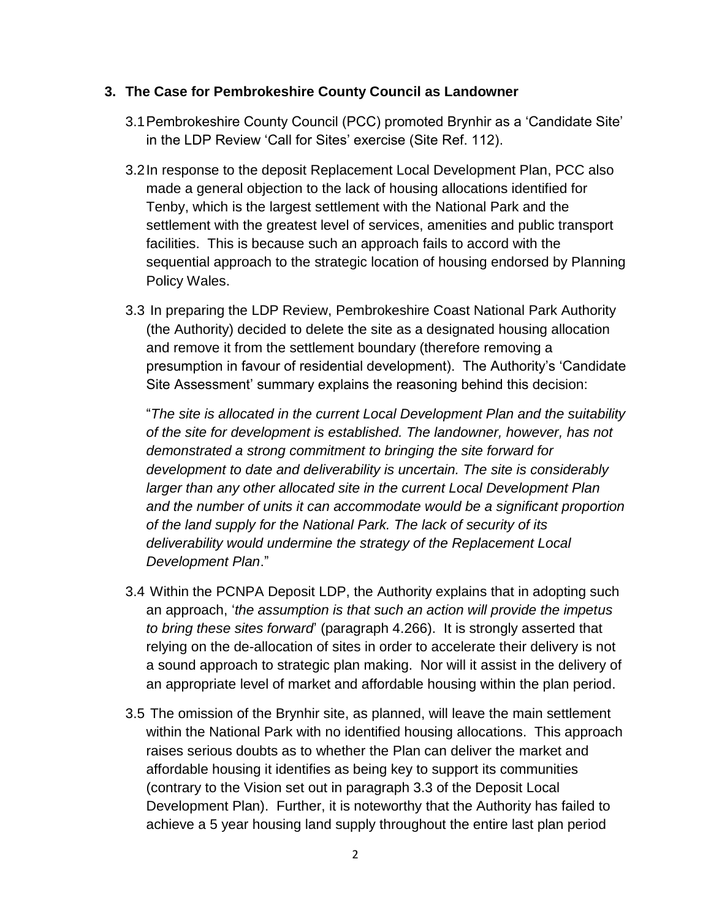## 3. The Case for Pembrokeshire County Council as Landowner

3.1 Pembrokeshire County Council (PCC) promoted Brynhir as a 'Candidate Site' in the LDP Review 'Call for Sites' exercise (Site Ref. 112).

3.2 In response to the deposit Replacement Local Development Plan, PCC also made a general objection to the lack of housing allocations identified for Tenby, which is the largest settlement with the National Park and the settlement with the greatest level of services, amenities and public transport facilities. This is because such an approach fails to accord with the sequential approach to the strategic location of housing endorsed by Planning Policy Wales.

3.3 In preparing the LDP Review, Pembrokeshire Coast National Park Authority (the Authority) decided to delete the site as a designated housing allocation and remove it from the settlement boundary (therefore removing a presumption in favour of residential development). The Authority's 'Candidate Site Assessment' summary explains the reasoning behind this decision:

"*The site is allocated in the current Local Development Plan and the suitability of the site for development is established. The landowner, however, has not demonstrated a strong commitment to bringing the site forward for development to date and deliverability is uncertain. The site is considerably larger than any other allocated site in the current Local Development Plan and the number of units it can accommodate would be a significant proportion of the land supply for the National Park. The lack of security of its deliverability would undermine the strategy of the Replacement Local Development Plan*."

3.4 Within the PCNPA Deposit LDP, the Authority explains that in adopting such an approach, '*the assumption is that such an action will provide the impetus to bring these sites forward*' (paragraph 4.266). It is strongly asserted that relying on the de-allocation of sites in order to accelerate their delivery is not a sound approach to strategic plan making. Nor will it assist in the delivery of an appropriate level of market and affordable housing within the plan period.

3.5 The omission of the Brynhir site, as planned, will leave the main settlement within the National Park with no identified housing allocations. This approach raises serious doubts as to whether the Plan can deliver the market and affordable housing it identifies as being key to support its communities (contrary to the Vision set out in paragraph 3.3 of the Deposit Local Development Plan). Further, it is noteworthy that the Authority has failed to achieve a 5 year housing land supply throughout the entire last plan period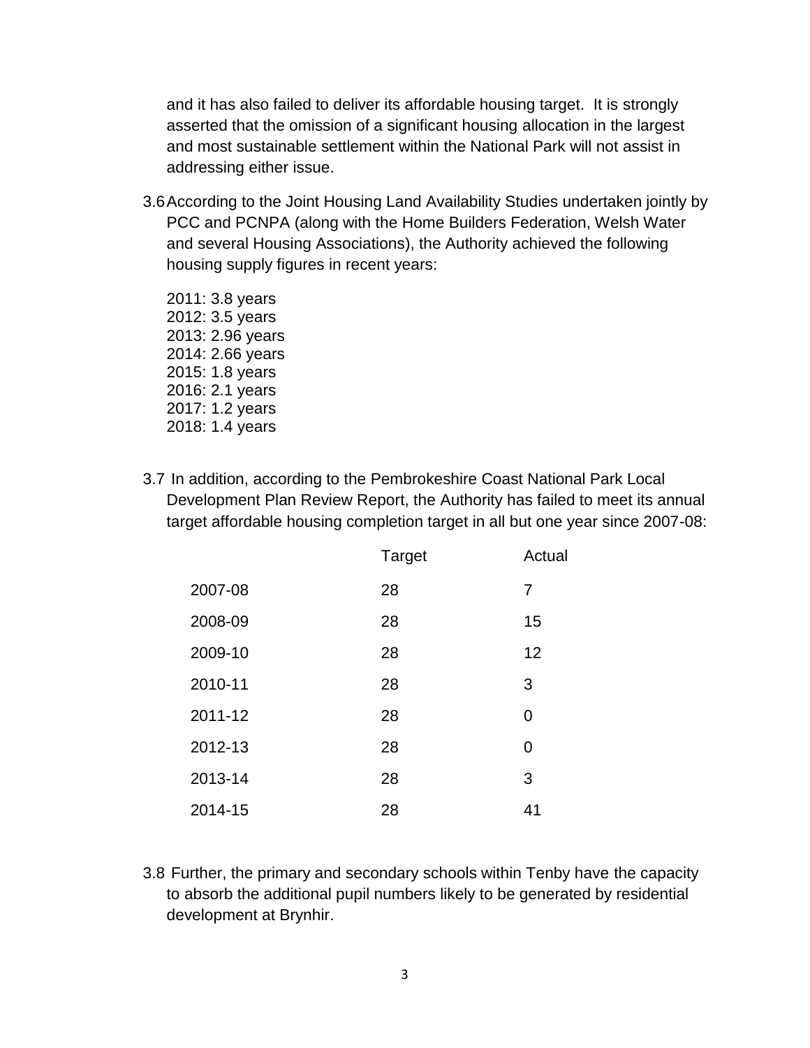and it has also failed to deliver its affordable housing target. It is strongly asserted that the omission of a significant housing allocation in the largest and most sustainable settlement within the National Park will not assist in addressing either issue.

3.6 According to the Joint Housing Land Availability Studies undertaken jointly by PCC and PCNPA (along with the Home Builders Federation, Welsh Water and several Housing Associations), the Authority achieved the following housing supply figures in recent years:

2011: 3.8 years
2012: 3.5 years
2013: 2.96 years
2014: 2.66 years
2015: 1.8 years
2016: 2.1 years
2017: 1.2 years
2018: 1.4 years

3.7 In addition, according to the Pembrokeshire Coast National Park Local Development Plan Review Report, the Authority has failed to meet its annual target affordable housing completion target in all but one year since 2007-08:

| | Target | Actual |
|---|---|---|
| 2007-08 | 28 | 7 |
| 2008-09 | 28 | 15 |
| 2009-10 | 28 | 12 |
| 2010-11 | 28 | 3 |
| 2011-12 | 28 | 0 |
| 2012-13 | 28 | 0 |
| 2013-14 | 28 | 3 |
| 2014-15 | 28 | 41 |

3.8 Further, the primary and secondary schools within Tenby have the capacity to absorb the additional pupil numbers likely to be generated by residential development at Brynhir.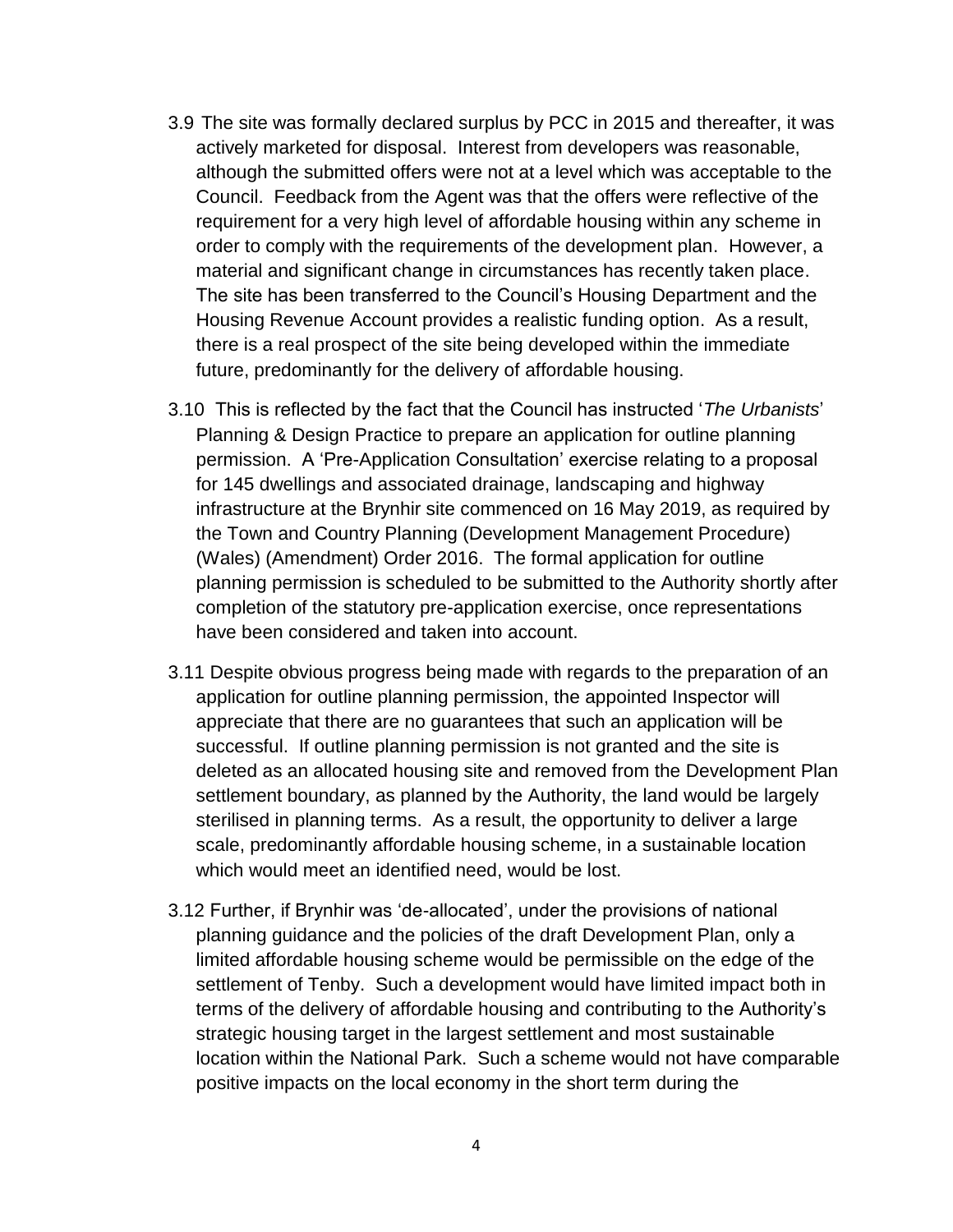3.9 The site was formally declared surplus by PCC in 2015 and thereafter, it was actively marketed for disposal. Interest from developers was reasonable, although the submitted offers were not at a level which was acceptable to the Council. Feedback from the Agent was that the offers were reflective of the requirement for a very high level of affordable housing within any scheme in order to comply with the requirements of the development plan. However, a material and significant change in circumstances has recently taken place. The site has been transferred to the Council's Housing Department and the Housing Revenue Account provides a realistic funding option. As a result, there is a real prospect of the site being developed within the immediate future, predominantly for the delivery of affordable housing.

3.10 This is reflected by the fact that the Council has instructed '*The Urbanists*' Planning & Design Practice to prepare an application for outline planning permission. A 'Pre-Application Consultation' exercise relating to a proposal for 145 dwellings and associated drainage, landscaping and highway infrastructure at the Brynhir site commenced on 16 May 2019, as required by the Town and Country Planning (Development Management Procedure) (Wales) (Amendment) Order 2016. The formal application for outline planning permission is scheduled to be submitted to the Authority shortly after completion of the statutory pre-application exercise, once representations have been considered and taken into account.

3.11 Despite obvious progress being made with regards to the preparation of an application for outline planning permission, the appointed Inspector will appreciate that there are no guarantees that such an application will be successful. If outline planning permission is not granted and the site is deleted as an allocated housing site and removed from the Development Plan settlement boundary, as planned by the Authority, the land would be largely sterilised in planning terms. As a result, the opportunity to deliver a large scale, predominantly affordable housing scheme, in a sustainable location which would meet an identified need, would be lost.

3.12 Further, if Brynhir was 'de-allocated', under the provisions of national planning guidance and the policies of the draft Development Plan, only a limited affordable housing scheme would be permissible on the edge of the settlement of Tenby. Such a development would have limited impact both in terms of the delivery of affordable housing and contributing to the Authority's strategic housing target in the largest settlement and most sustainable location within the National Park. Such a scheme would not have comparable positive impacts on the local economy in the short term during the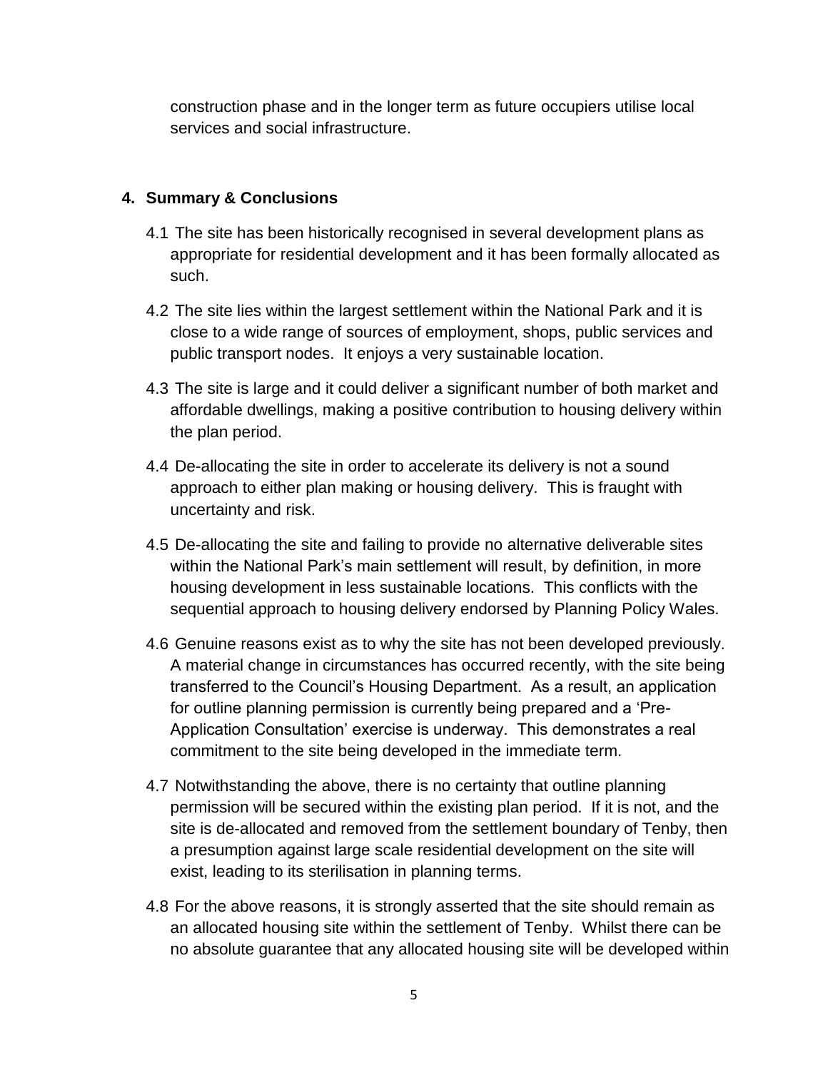construction phase and in the longer term as future occupiers utilise local services and social infrastructure.

## 4. Summary & Conclusions

4.1 The site has been historically recognised in several development plans as appropriate for residential development and it has been formally allocated as such.

4.2 The site lies within the largest settlement within the National Park and it is close to a wide range of sources of employment, shops, public services and public transport nodes. It enjoys a very sustainable location.

4.3 The site is large and it could deliver a significant number of both market and affordable dwellings, making a positive contribution to housing delivery within the plan period.

4.4 De-allocating the site in order to accelerate its delivery is not a sound approach to either plan making or housing delivery. This is fraught with uncertainty and risk.

4.5 De-allocating the site and failing to provide no alternative deliverable sites within the National Park's main settlement will result, by definition, in more housing development in less sustainable locations. This conflicts with the sequential approach to housing delivery endorsed by Planning Policy Wales.

4.6 Genuine reasons exist as to why the site has not been developed previously. A material change in circumstances has occurred recently, with the site being transferred to the Council's Housing Department. As a result, an application for outline planning permission is currently being prepared and a 'Pre-Application Consultation' exercise is underway. This demonstrates a real commitment to the site being developed in the immediate term.

4.7 Notwithstanding the above, there is no certainty that outline planning permission will be secured within the existing plan period. If it is not, and the site is de-allocated and removed from the settlement boundary of Tenby, then a presumption against large scale residential development on the site will exist, leading to its sterilisation in planning terms.

4.8 For the above reasons, it is strongly asserted that the site should remain as an allocated housing site within the settlement of Tenby. Whilst there can be no absolute guarantee that any allocated housing site will be developed within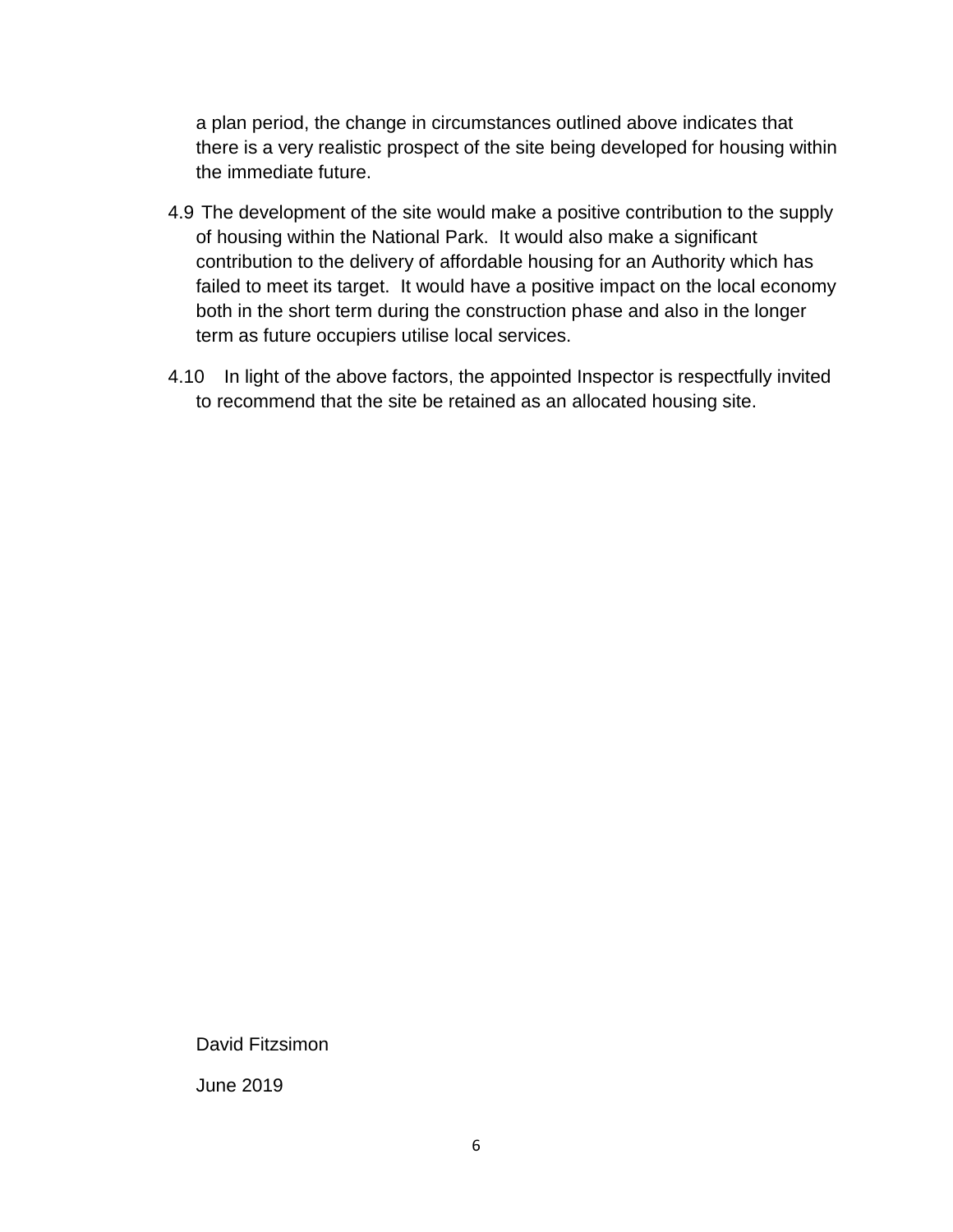a plan period, the change in circumstances outlined above indicates that there is a very realistic prospect of the site being developed for housing within the immediate future.

4.9 The development of the site would make a positive contribution to the supply of housing within the National Park. It would also make a significant contribution to the delivery of affordable housing for an Authority which has failed to meet its target. It would have a positive impact on the local economy both in the short term during the construction phase and also in the longer term as future occupiers utilise local services.

4.10 In light of the above factors, the appointed Inspector is respectfully invited to recommend that the site be retained as an allocated housing site.

David Fitzsimon

June 2019